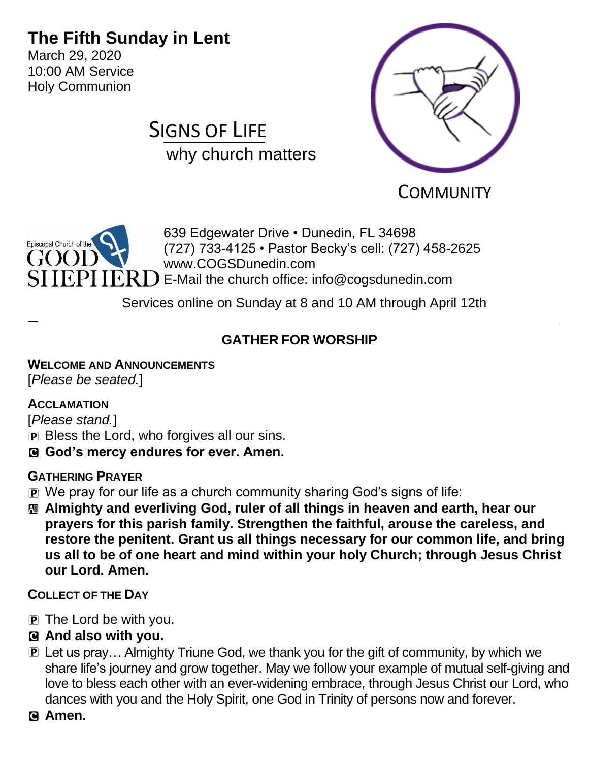# The Fifth Sunday in Lent

March 29, 2020
10:00 AM Service
Holy Communion

SIGNS OF LIFE

why church matters

COMMUNITY

Episcopal Church of the GOOD SHEPHERD

639 Edgewater Drive • Dunedin, FL 34698
(727) 733-4125 • Pastor Becky's cell: (727) 458-2625
www.COGSDunedin.com
E-Mail the church office: info@cogsdunedin.com

Services online on Sunday at 8 and 10 AM through April 12th

---

## GATHER FOR WORSHIP

**WELCOME AND ANNOUNCEMENTS**

[*Please be seated.*]

**ACCLAMATION**

[*Please stand.*]

P Bless the Lord, who forgives all our sins.

C **God's mercy endures for ever. Amen.**

**GATHERING PRAYER**

P We pray for our life as a church community sharing God's signs of life:

All **Almighty and everliving God, ruler of all things in heaven and earth, hear our prayers for this parish family. Strengthen the faithful, arouse the careless, and restore the penitent. Grant us all things necessary for our common life, and bring us all to be of one heart and mind within your holy Church; through Jesus Christ our Lord. Amen.**

**COLLECT OF THE DAY**

P The Lord be with you.

C **And also with you.**

P Let us pray… Almighty Triune God, we thank you for the gift of community, by which we share life's journey and grow together. May we follow your example of mutual self-giving and love to bless each other with an ever-widening embrace, through Jesus Christ our Lord, who dances with you and the Holy Spirit, one God in Trinity of persons now and forever.

C **Amen.**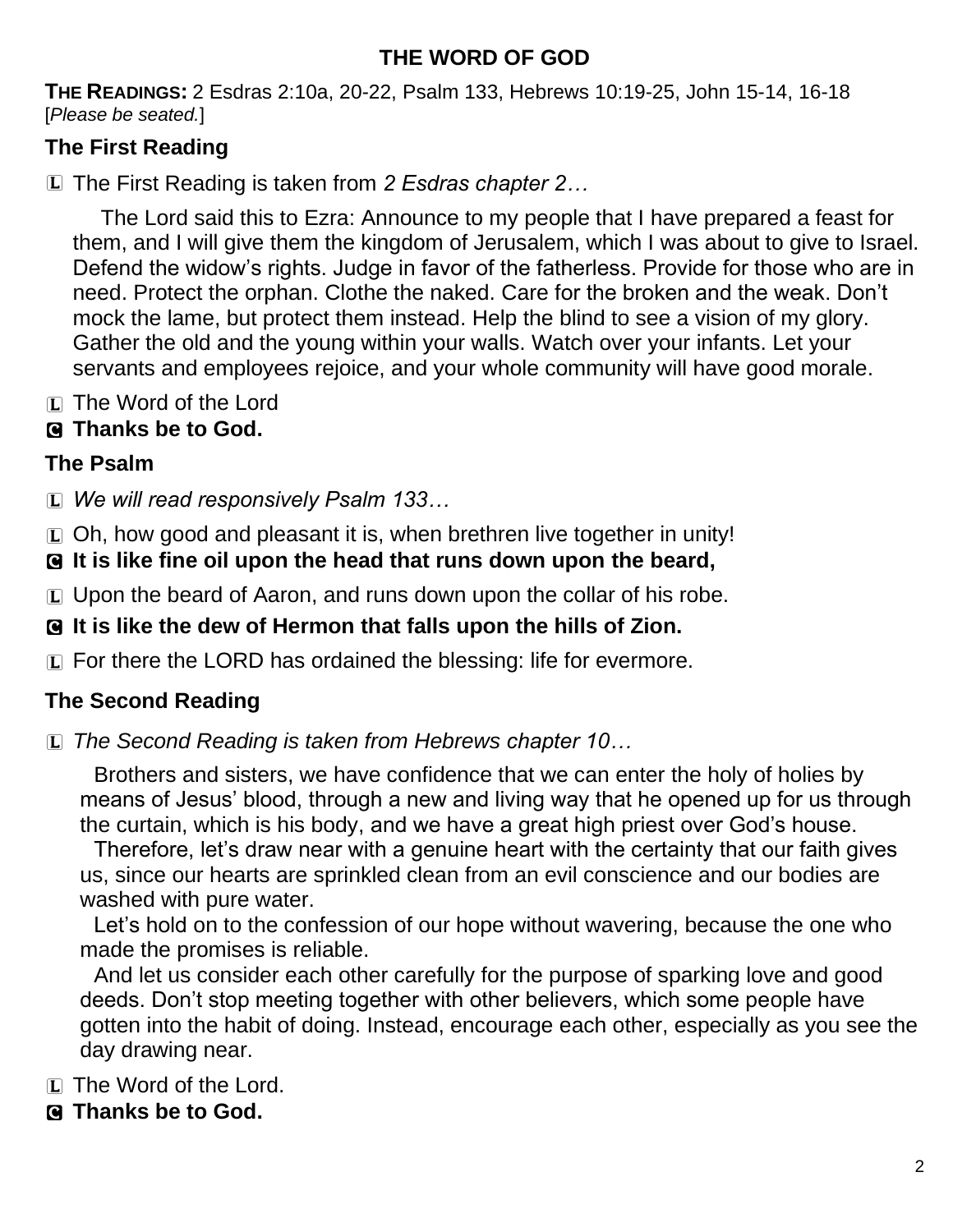## THE WORD OF GOD

**THE READINGS:** 2 Esdras 2:10a, 20-22, Psalm 133, Hebrews 10:19-25, John 15-14, 16-18
[*Please be seated.*]

### The First Reading

L The First Reading is taken from *2 Esdras chapter 2…*

The Lord said this to Ezra: Announce to my people that I have prepared a feast for them, and I will give them the kingdom of Jerusalem, which I was about to give to Israel. Defend the widow's rights. Judge in favor of the fatherless. Provide for those who are in need. Protect the orphan. Clothe the naked. Care for the broken and the weak. Don't mock the lame, but protect them instead. Help the blind to see a vision of my glory. Gather the old and the young within your walls. Watch over your infants. Let your servants and employees rejoice, and your whole community will have good morale.

L The Word of the Lord

**C Thanks be to God.**

### The Psalm

L *We will read responsively Psalm 133…*

L Oh, how good and pleasant it is, when brethren live together in unity!

**C It is like fine oil upon the head that runs down upon the beard,**

L Upon the beard of Aaron, and runs down upon the collar of his robe.

**C It is like the dew of Hermon that falls upon the hills of Zion.**

L For there the LORD has ordained the blessing: life for evermore.

### The Second Reading

L *The Second Reading is taken from Hebrews chapter 10…*

Brothers and sisters, we have confidence that we can enter the holy of holies by means of Jesus' blood, through a new and living way that he opened up for us through the curtain, which is his body, and we have a great high priest over God's house.

Therefore, let's draw near with a genuine heart with the certainty that our faith gives us, since our hearts are sprinkled clean from an evil conscience and our bodies are washed with pure water.

Let's hold on to the confession of our hope without wavering, because the one who made the promises is reliable.

And let us consider each other carefully for the purpose of sparking love and good deeds. Don't stop meeting together with other believers, which some people have gotten into the habit of doing. Instead, encourage each other, especially as you see the day drawing near.

L The Word of the Lord.

**C Thanks be to God.**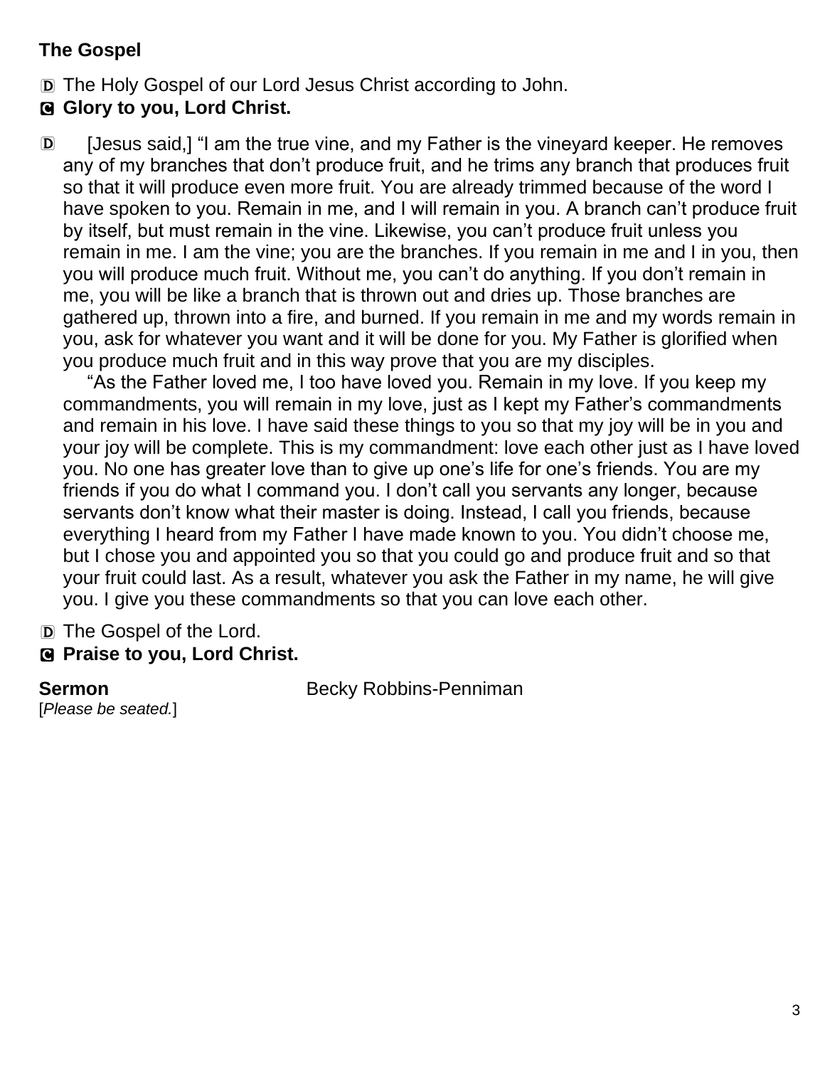### The Gospel

D The Holy Gospel of our Lord Jesus Christ according to John.

**C Glory to you, Lord Christ.**

D [Jesus said,] "I am the true vine, and my Father is the vineyard keeper. He removes any of my branches that don't produce fruit, and he trims any branch that produces fruit so that it will produce even more fruit. You are already trimmed because of the word I have spoken to you. Remain in me, and I will remain in you. A branch can't produce fruit by itself, but must remain in the vine. Likewise, you can't produce fruit unless you remain in me. I am the vine; you are the branches. If you remain in me and I in you, then you will produce much fruit. Without me, you can't do anything. If you don't remain in me, you will be like a branch that is thrown out and dries up. Those branches are gathered up, thrown into a fire, and burned. If you remain in me and my words remain in you, ask for whatever you want and it will be done for you. My Father is glorified when you produce much fruit and in this way prove that you are my disciples.

"As the Father loved me, I too have loved you. Remain in my love. If you keep my commandments, you will remain in my love, just as I kept my Father's commandments and remain in his love. I have said these things to you so that my joy will be in you and your joy will be complete. This is my commandment: love each other just as I have loved you. No one has greater love than to give up one's life for one's friends. You are my friends if you do what I command you. I don't call you servants any longer, because servants don't know what their master is doing. Instead, I call you friends, because everything I heard from my Father I have made known to you. You didn't choose me, but I chose you and appointed you so that you could go and produce fruit and so that your fruit could last. As a result, whatever you ask the Father in my name, he will give you. I give you these commandments so that you can love each other.

D The Gospel of the Lord.

**C Praise to you, Lord Christ.**

**Sermon** Becky Robbins-Penniman

[*Please be seated.*]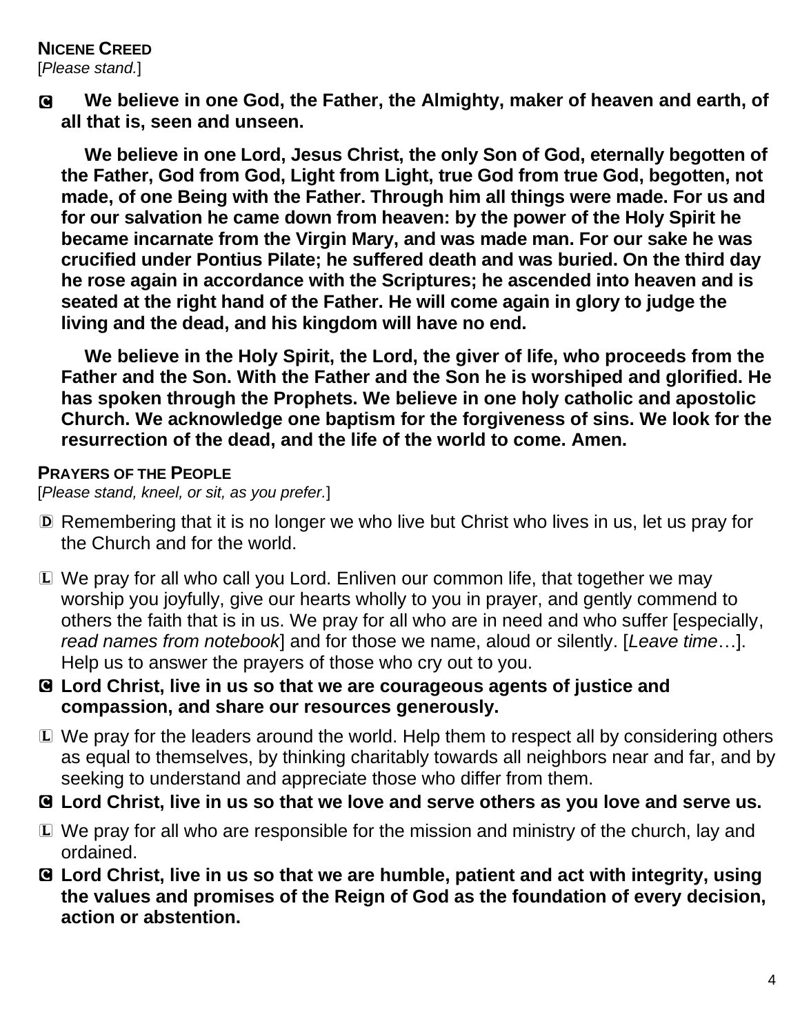**NICENE CREED**
[*Please stand.*]

C **We believe in one God, the Father, the Almighty, maker of heaven and earth, of all that is, seen and unseen.**

**We believe in one Lord, Jesus Christ, the only Son of God, eternally begotten of the Father, God from God, Light from Light, true God from true God, begotten, not made, of one Being with the Father. Through him all things were made. For us and for our salvation he came down from heaven: by the power of the Holy Spirit he became incarnate from the Virgin Mary, and was made man. For our sake he was crucified under Pontius Pilate; he suffered death and was buried. On the third day he rose again in accordance with the Scriptures; he ascended into heaven and is seated at the right hand of the Father. He will come again in glory to judge the living and the dead, and his kingdom will have no end.**

**We believe in the Holy Spirit, the Lord, the giver of life, who proceeds from the Father and the Son. With the Father and the Son he is worshiped and glorified. He has spoken through the Prophets. We believe in one holy catholic and apostolic Church. We acknowledge one baptism for the forgiveness of sins. We look for the resurrection of the dead, and the life of the world to come. Amen.**

**PRAYERS OF THE PEOPLE**
[*Please stand, kneel, or sit, as you prefer.*]

D Remembering that it is no longer we who live but Christ who lives in us, let us pray for the Church and for the world.

L We pray for all who call you Lord. Enliven our common life, that together we may worship you joyfully, give our hearts wholly to you in prayer, and gently commend to others the faith that is in us. We pray for all who are in need and who suffer [especially, *read names from notebook*] and for those we name, aloud or silently. [*Leave time*…]. Help us to answer the prayers of those who cry out to you.

C **Lord Christ, live in us so that we are courageous agents of justice and compassion, and share our resources generously.**

L We pray for the leaders around the world. Help them to respect all by considering others as equal to themselves, by thinking charitably towards all neighbors near and far, and by seeking to understand and appreciate those who differ from them.

C **Lord Christ, live in us so that we love and serve others as you love and serve us.**

L We pray for all who are responsible for the mission and ministry of the church, lay and ordained.

C **Lord Christ, live in us so that we are humble, patient and act with integrity, using the values and promises of the Reign of God as the foundation of every decision, action or abstention.**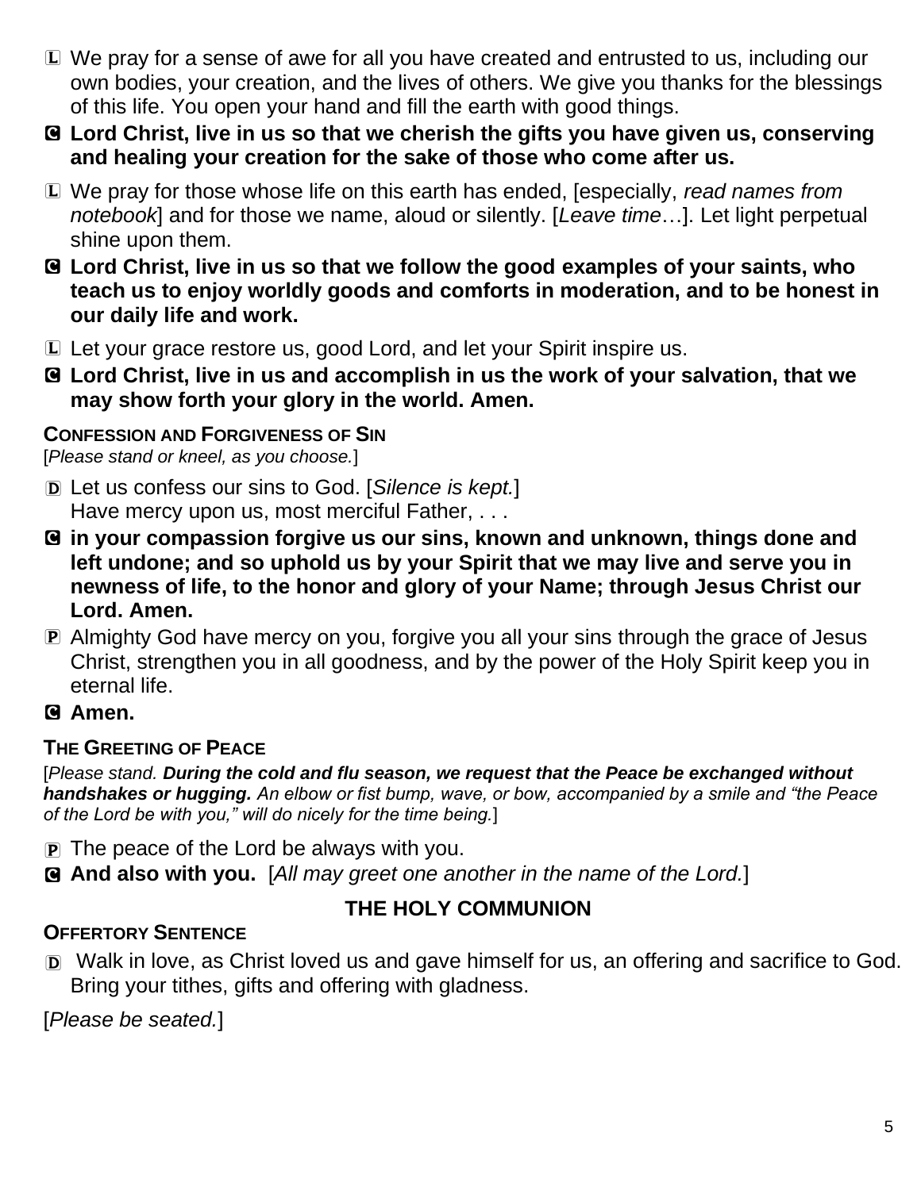L We pray for a sense of awe for all you have created and entrusted to us, including our own bodies, your creation, and the lives of others. We give you thanks for the blessings of this life. You open your hand and fill the earth with good things.

**C Lord Christ, live in us so that we cherish the gifts you have given us, conserving and healing your creation for the sake of those who come after us.**

L We pray for those whose life on this earth has ended, [especially, *read names from notebook*] and for those we name, aloud or silently. [*Leave time*…]. Let light perpetual shine upon them.

**C Lord Christ, live in us so that we follow the good examples of your saints, who teach us to enjoy worldly goods and comforts in moderation, and to be honest in our daily life and work.**

L Let your grace restore us, good Lord, and let your Spirit inspire us.

**C Lord Christ, live in us and accomplish in us the work of your salvation, that we may show forth your glory in the world. Amen.**

### CONFESSION AND FORGIVENESS OF SIN

[*Please stand or kneel, as you choose.*]

D Let us confess our sins to God. [*Silence is kept.*]
Have mercy upon us, most merciful Father, . . .

**C in your compassion forgive us our sins, known and unknown, things done and left undone; and so uphold us by your Spirit that we may live and serve you in newness of life, to the honor and glory of your Name; through Jesus Christ our Lord. Amen.**

P Almighty God have mercy on you, forgive you all your sins through the grace of Jesus Christ, strengthen you in all goodness, and by the power of the Holy Spirit keep you in eternal life.

**C Amen.**

### THE GREETING OF PEACE

[*Please stand.* ***During the cold and flu season, we request that the Peace be exchanged without handshakes or hugging.*** *An elbow or fist bump, wave, or bow, accompanied by a smile and "the Peace of the Lord be with you," will do nicely for the time being.*]

P The peace of the Lord be always with you.

**C And also with you.** [*All may greet one another in the name of the Lord.*]

## THE HOLY COMMUNION

### OFFERTORY SENTENCE

D Walk in love, as Christ loved us and gave himself for us, an offering and sacrifice to God. Bring your tithes, gifts and offering with gladness.

[*Please be seated.*]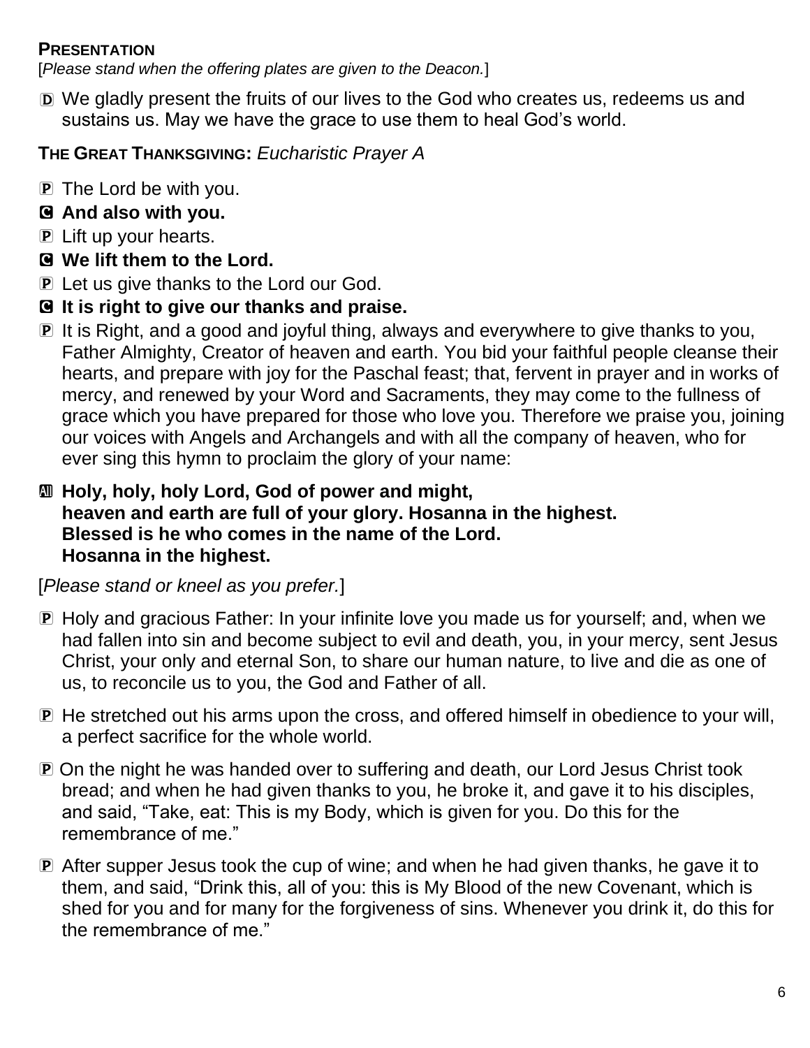**PRESENTATION**

[*Please stand when the offering plates are given to the Deacon.*]

D We gladly present the fruits of our lives to the God who creates us, redeems us and sustains us. May we have the grace to use them to heal God's world.

**THE GREAT THANKSGIVING:** *Eucharistic Prayer A*

P The Lord be with you.

C **And also with you.**

P Lift up your hearts.

C **We lift them to the Lord.**

P Let us give thanks to the Lord our God.

C **It is right to give our thanks and praise.**

P It is Right, and a good and joyful thing, always and everywhere to give thanks to you, Father Almighty, Creator of heaven and earth. You bid your faithful people cleanse their hearts, and prepare with joy for the Paschal feast; that, fervent in prayer and in works of mercy, and renewed by your Word and Sacraments, they may come to the fullness of grace which you have prepared for those who love you. Therefore we praise you, joining our voices with Angels and Archangels and with all the company of heaven, who for ever sing this hymn to proclaim the glory of your name:

A **Holy, holy, holy Lord, God of power and might,**
**heaven and earth are full of your glory. Hosanna in the highest.**
**Blessed is he who comes in the name of the Lord.**
**Hosanna in the highest.**

[*Please stand or kneel as you prefer.*]

P Holy and gracious Father: In your infinite love you made us for yourself; and, when we had fallen into sin and become subject to evil and death, you, in your mercy, sent Jesus Christ, your only and eternal Son, to share our human nature, to live and die as one of us, to reconcile us to you, the God and Father of all.

P He stretched out his arms upon the cross, and offered himself in obedience to your will, a perfect sacrifice for the whole world.

P On the night he was handed over to suffering and death, our Lord Jesus Christ took bread; and when he had given thanks to you, he broke it, and gave it to his disciples, and said, "Take, eat: This is my Body, which is given for you. Do this for the remembrance of me."

P After supper Jesus took the cup of wine; and when he had given thanks, he gave it to them, and said, "Drink this, all of you: this is My Blood of the new Covenant, which is shed for you and for many for the forgiveness of sins. Whenever you drink it, do this for the remembrance of me."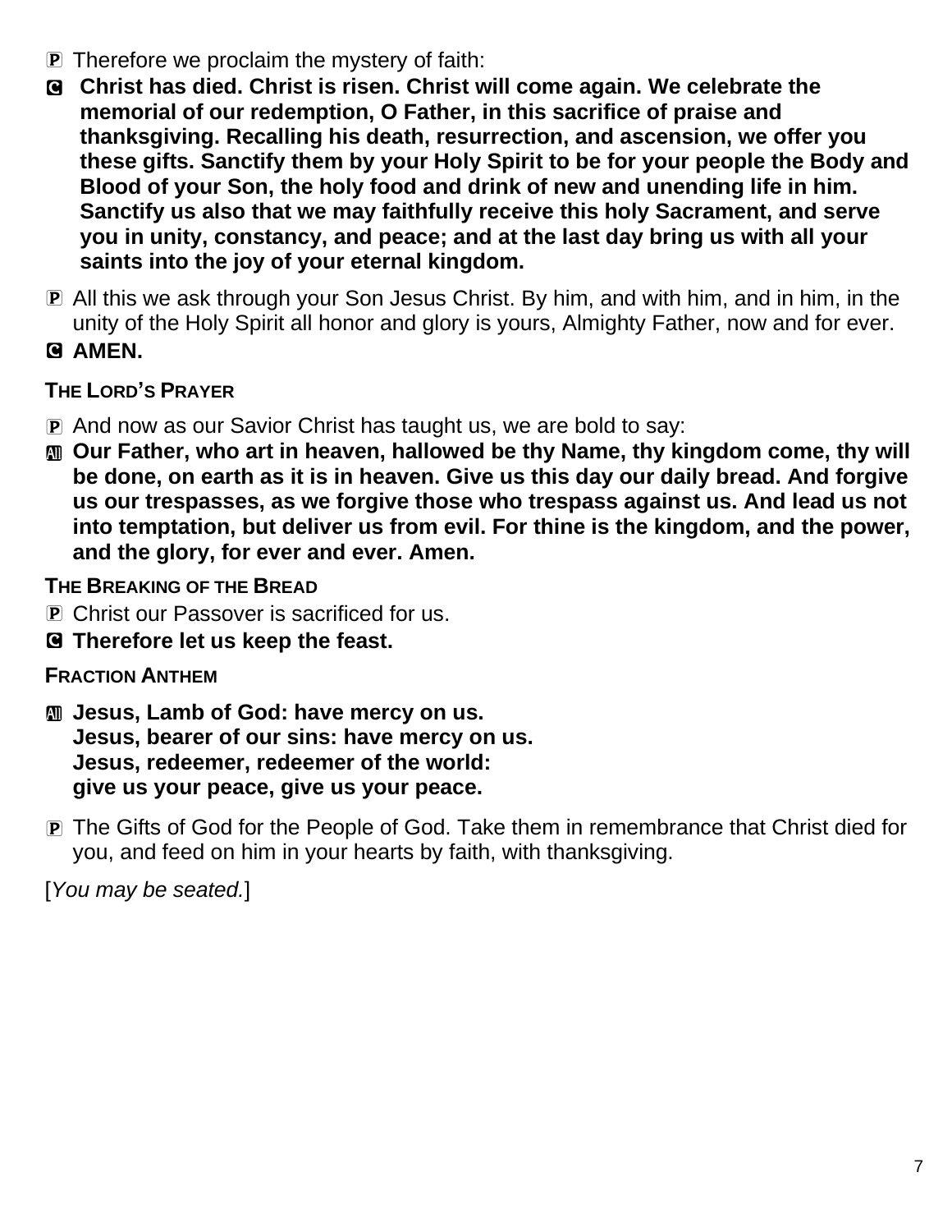P Therefore we proclaim the mystery of faith:

C **Christ has died. Christ is risen. Christ will come again. We celebrate the memorial of our redemption, O Father, in this sacrifice of praise and thanksgiving. Recalling his death, resurrection, and ascension, we offer you these gifts. Sanctify them by your Holy Spirit to be for your people the Body and Blood of your Son, the holy food and drink of new and unending life in him. Sanctify us also that we may faithfully receive this holy Sacrament, and serve you in unity, constancy, and peace; and at the last day bring us with all your saints into the joy of your eternal kingdom.**

P All this we ask through your Son Jesus Christ. By him, and with him, and in him, in the unity of the Holy Spirit all honor and glory is yours, Almighty Father, now and for ever.

C **AMEN.**

**THE LORD'S PRAYER**

P And now as our Savior Christ has taught us, we are bold to say:

All **Our Father, who art in heaven, hallowed be thy Name, thy kingdom come, thy will be done, on earth as it is in heaven. Give us this day our daily bread. And forgive us our trespasses, as we forgive those who trespass against us. And lead us not into temptation, but deliver us from evil. For thine is the kingdom, and the power, and the glory, for ever and ever. Amen.**

**THE BREAKING OF THE BREAD**

P Christ our Passover is sacrificed for us.

C **Therefore let us keep the feast.**

**FRACTION ANTHEM**

All **Jesus, Lamb of God: have mercy on us.**
**Jesus, bearer of our sins: have mercy on us.**
**Jesus, redeemer, redeemer of the world:**
**give us your peace, give us your peace.**

P The Gifts of God for the People of God. Take them in remembrance that Christ died for you, and feed on him in your hearts by faith, with thanksgiving.

[*You may be seated.*]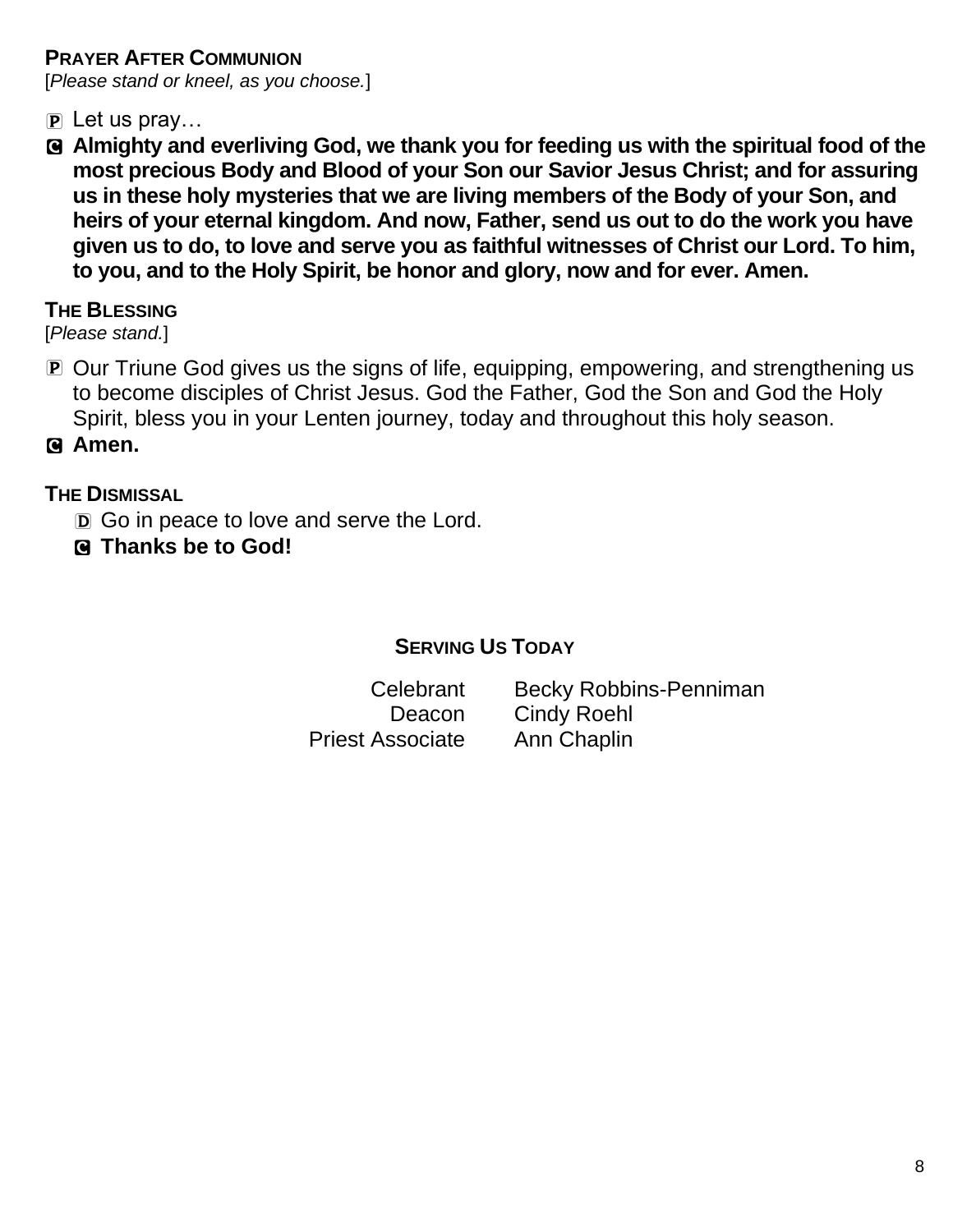## PRAYER AFTER COMMUNION

[*Please stand or kneel, as you choose.*]

P Let us pray…

C **Almighty and everliving God, we thank you for feeding us with the spiritual food of the most precious Body and Blood of your Son our Savior Jesus Christ; and for assuring us in these holy mysteries that we are living members of the Body of your Son, and heirs of your eternal kingdom. And now, Father, send us out to do the work you have given us to do, to love and serve you as faithful witnesses of Christ our Lord. To him, to you, and to the Holy Spirit, be honor and glory, now and for ever. Amen.**

## THE BLESSING

[*Please stand.*]

P Our Triune God gives us the signs of life, equipping, empowering, and strengthening us to become disciples of Christ Jesus. God the Father, God the Son and God the Holy Spirit, bless you in your Lenten journey, today and throughout this holy season.

C **Amen.**

## THE DISMISSAL

D Go in peace to love and serve the Lord.

C **Thanks be to God!**

## SERVING US TODAY

| | |
|---|---|
| Celebrant | Becky Robbins-Penniman |
| Deacon | Cindy Roehl |
| Priest Associate | Ann Chaplin |